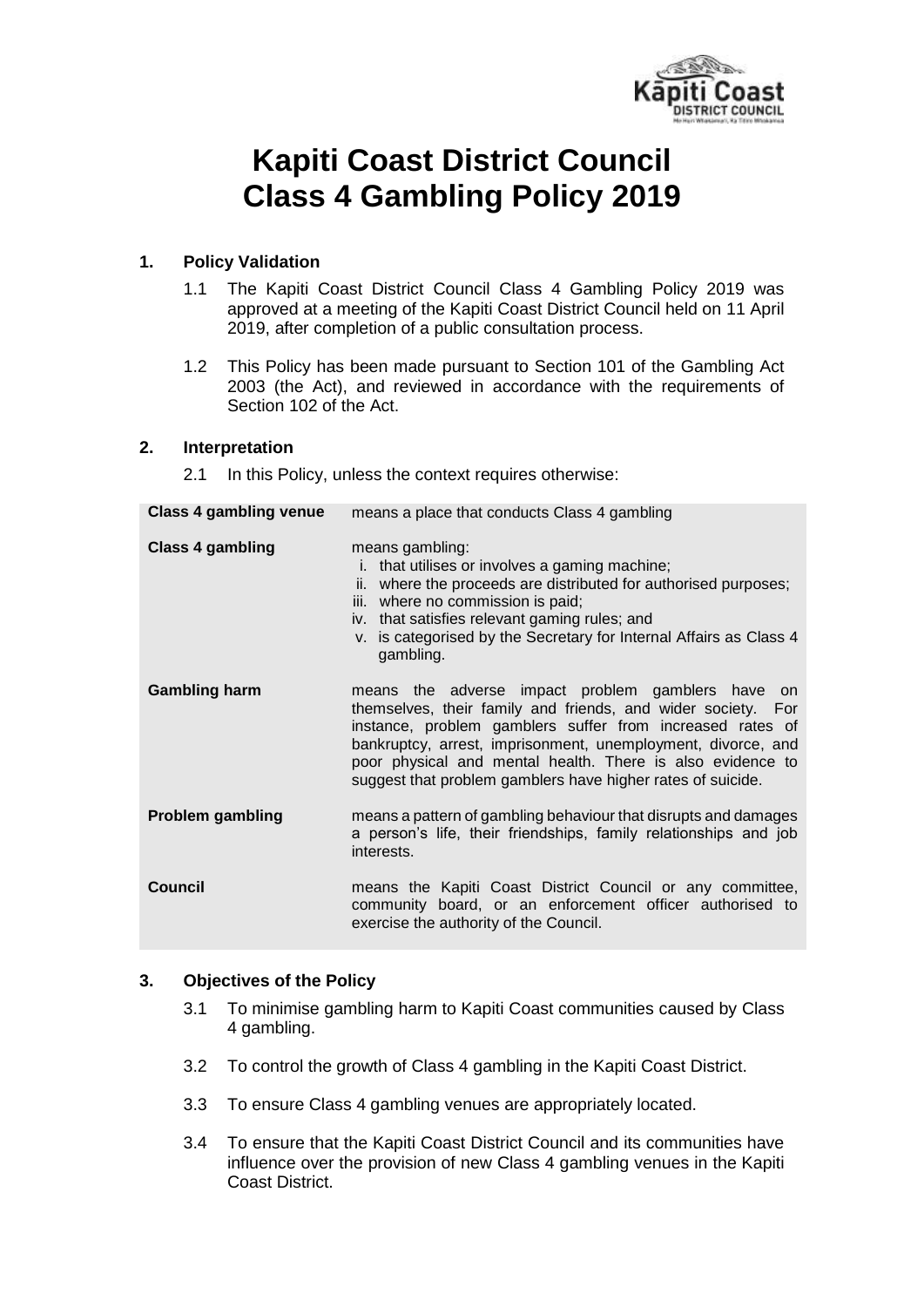# Kapiti Coast District Council Class 4 Gambling Policy 2019

## 1. Policy Validation

1.1 The Kapiti Coast District Council Class 4 Gambling Policy 2019 was approved at a meeting of the Kapiti Coast District Council held on 11 April 2019, after completion of a public consultation process.

1.2 This Policy has been made pursuant to Section 101 of the Gambling Act 2003 (the Act), and reviewed in accordance with the requirements of Section 102 of the Act.

## 2. Interpretation

2.1 In this Policy, unless the context requires otherwise:

| Term | Definition |
| --- | --- |
| **Class 4 gambling venue** | means a place that conducts Class 4 gambling |
| **Class 4 gambling** | means gambling:<br>i. that utilises or involves a gaming machine;<br>ii. where the proceeds are distributed for authorised purposes;<br>iii. where no commission is paid;<br>iv. that satisfies relevant gaming rules; and<br>v. is categorised by the Secretary for Internal Affairs as Class 4 gambling. |
| **Gambling harm** | means the adverse impact problem gamblers have on themselves, their family and friends, and wider society. For instance, problem gamblers suffer from increased rates of bankruptcy, arrest, imprisonment, unemployment, divorce, and poor physical and mental health. There is also evidence to suggest that problem gamblers have higher rates of suicide. |
| **Problem gambling** | means a pattern of gambling behaviour that disrupts and damages a person's life, their friendships, family relationships and job interests. |
| **Council** | means the Kapiti Coast District Council or any committee, community board, or an enforcement officer authorised to exercise the authority of the Council. |

## 3. Objectives of the Policy

3.1 To minimise gambling harm to Kapiti Coast communities caused by Class 4 gambling.

3.2 To control the growth of Class 4 gambling in the Kapiti Coast District.

3.3 To ensure Class 4 gambling venues are appropriately located.

3.4 To ensure that the Kapiti Coast District Council and its communities have influence over the provision of new Class 4 gambling venues in the Kapiti Coast District.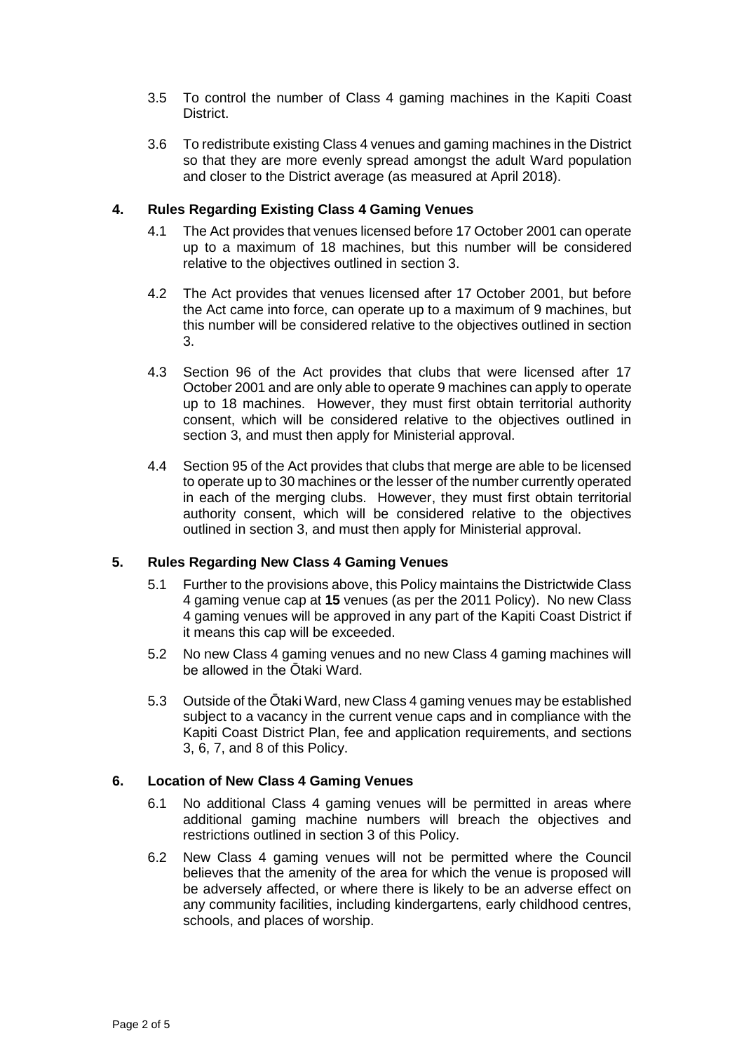3.5 To control the number of Class 4 gaming machines in the Kapiti Coast District.

3.6 To redistribute existing Class 4 venues and gaming machines in the District so that they are more evenly spread amongst the adult Ward population and closer to the District average (as measured at April 2018).

## 4. Rules Regarding Existing Class 4 Gaming Venues

4.1 The Act provides that venues licensed before 17 October 2001 can operate up to a maximum of 18 machines, but this number will be considered relative to the objectives outlined in section 3.

4.2 The Act provides that venues licensed after 17 October 2001, but before the Act came into force, can operate up to a maximum of 9 machines, but this number will be considered relative to the objectives outlined in section 3.

4.3 Section 96 of the Act provides that clubs that were licensed after 17 October 2001 and are only able to operate 9 machines can apply to operate up to 18 machines. However, they must first obtain territorial authority consent, which will be considered relative to the objectives outlined in section 3, and must then apply for Ministerial approval.

4.4 Section 95 of the Act provides that clubs that merge are able to be licensed to operate up to 30 machines or the lesser of the number currently operated in each of the merging clubs. However, they must first obtain territorial authority consent, which will be considered relative to the objectives outlined in section 3, and must then apply for Ministerial approval.

## 5. Rules Regarding New Class 4 Gaming Venues

5.1 Further to the provisions above, this Policy maintains the Districtwide Class 4 gaming venue cap at **15** venues (as per the 2011 Policy). No new Class 4 gaming venues will be approved in any part of the Kapiti Coast District if it means this cap will be exceeded.

5.2 No new Class 4 gaming venues and no new Class 4 gaming machines will be allowed in the Ōtaki Ward.

5.3 Outside of the Ōtaki Ward, new Class 4 gaming venues may be established subject to a vacancy in the current venue caps and in compliance with the Kapiti Coast District Plan, fee and application requirements, and sections 3, 6, 7, and 8 of this Policy.

## 6. Location of New Class 4 Gaming Venues

6.1 No additional Class 4 gaming venues will be permitted in areas where additional gaming machine numbers will breach the objectives and restrictions outlined in section 3 of this Policy.

6.2 New Class 4 gaming venues will not be permitted where the Council believes that the amenity of the area for which the venue is proposed will be adversely affected, or where there is likely to be an adverse effect on any community facilities, including kindergartens, early childhood centres, schools, and places of worship.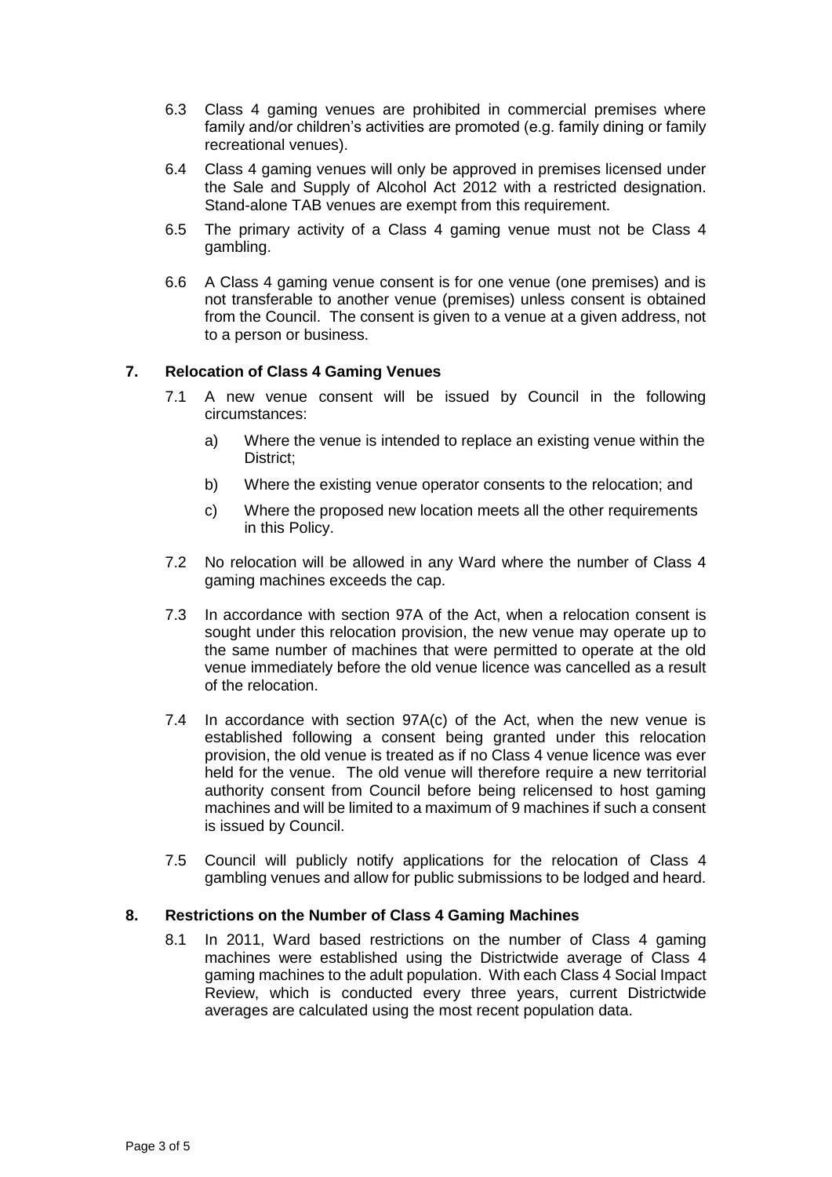6.3 Class 4 gaming venues are prohibited in commercial premises where family and/or children's activities are promoted (e.g. family dining or family recreational venues).

6.4 Class 4 gaming venues will only be approved in premises licensed under the Sale and Supply of Alcohol Act 2012 with a restricted designation. Stand-alone TAB venues are exempt from this requirement.

6.5 The primary activity of a Class 4 gaming venue must not be Class 4 gambling.

6.6 A Class 4 gaming venue consent is for one venue (one premises) and is not transferable to another venue (premises) unless consent is obtained from the Council. The consent is given to a venue at a given address, not to a person or business.

## 7. Relocation of Class 4 Gaming Venues

7.1 A new venue consent will be issued by Council in the following circumstances:

a) Where the venue is intended to replace an existing venue within the District;

b) Where the existing venue operator consents to the relocation; and

c) Where the proposed new location meets all the other requirements in this Policy.

7.2 No relocation will be allowed in any Ward where the number of Class 4 gaming machines exceeds the cap.

7.3 In accordance with section 97A of the Act, when a relocation consent is sought under this relocation provision, the new venue may operate up to the same number of machines that were permitted to operate at the old venue immediately before the old venue licence was cancelled as a result of the relocation.

7.4 In accordance with section 97A(c) of the Act, when the new venue is established following a consent being granted under this relocation provision, the old venue is treated as if no Class 4 venue licence was ever held for the venue. The old venue will therefore require a new territorial authority consent from Council before being relicensed to host gaming machines and will be limited to a maximum of 9 machines if such a consent is issued by Council.

7.5 Council will publicly notify applications for the relocation of Class 4 gambling venues and allow for public submissions to be lodged and heard.

## 8. Restrictions on the Number of Class 4 Gaming Machines

8.1 In 2011, Ward based restrictions on the number of Class 4 gaming machines were established using the Districtwide average of Class 4 gaming machines to the adult population. With each Class 4 Social Impact Review, which is conducted every three years, current Districtwide averages are calculated using the most recent population data.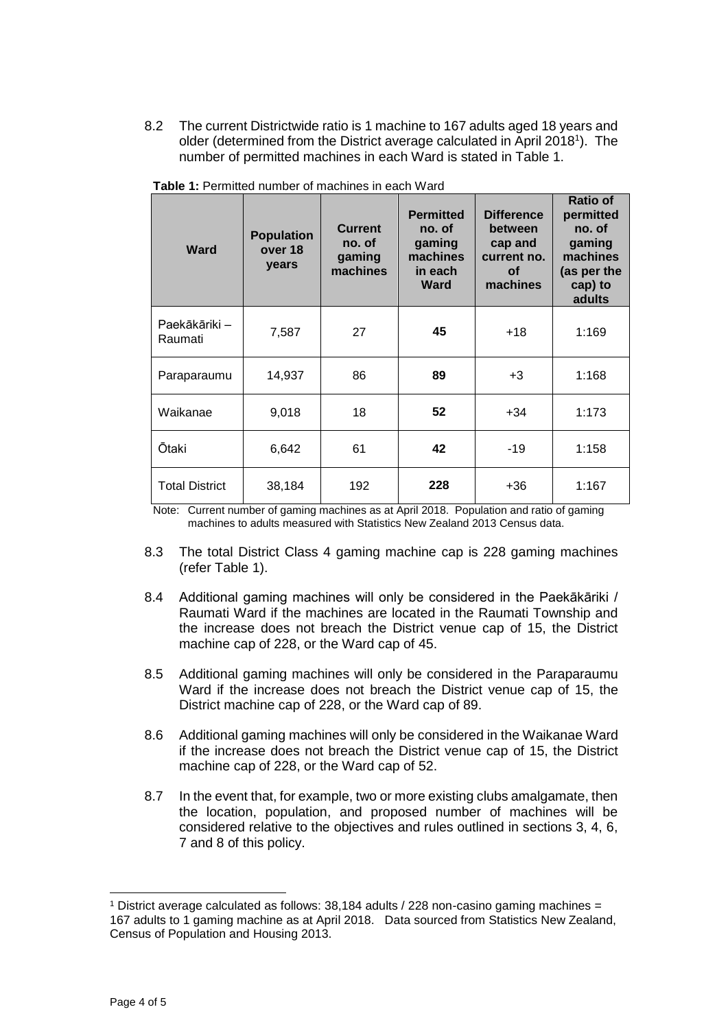8.2 The current Districtwide ratio is 1 machine to 167 adults aged 18 years and older (determined from the District average calculated in April 2018[1]). The number of permitted machines in each Ward is stated in Table 1.

**Table 1:** Permitted number of machines in each Ward

| Ward | Population over 18 years | Current no. of gaming machines | Permitted no. of gaming machines in each Ward | Difference between cap and current no. of machines | Ratio of permitted no. of gaming machines (as per the cap) to adults |
|---|---|---|---|---|---|
| Paekākāriki – Raumati | 7,587 | 27 | **45** | +18 | 1:169 |
| Paraparaumu | 14,937 | 86 | **89** | +3 | 1:168 |
| Waikanae | 9,018 | 18 | **52** | +34 | 1:173 |
| Ōtaki | 6,642 | 61 | **42** | -19 | 1:158 |
| Total District | 38,184 | 192 | **228** | +36 | 1:167 |

Note: Current number of gaming machines as at April 2018. Population and ratio of gaming machines to adults measured with Statistics New Zealand 2013 Census data.

8.3 The total District Class 4 gaming machine cap is 228 gaming machines (refer Table 1).

8.4 Additional gaming machines will only be considered in the Paekākāriki / Raumati Ward if the machines are located in the Raumati Township and the increase does not breach the District venue cap of 15, the District machine cap of 228, or the Ward cap of 45.

8.5 Additional gaming machines will only be considered in the Paraparaumu Ward if the increase does not breach the District venue cap of 15, the District machine cap of 228, or the Ward cap of 89.

8.6 Additional gaming machines will only be considered in the Waikanae Ward if the increase does not breach the District venue cap of 15, the District machine cap of 228, or the Ward cap of 52.

8.7 In the event that, for example, two or more existing clubs amalgamate, then the location, population, and proposed number of machines will be considered relative to the objectives and rules outlined in sections 3, 4, 6, 7 and 8 of this policy.

---

[1] District average calculated as follows: 38,184 adults / 228 non-casino gaming machines = 167 adults to 1 gaming machine as at April 2018. Data sourced from Statistics New Zealand, Census of Population and Housing 2013.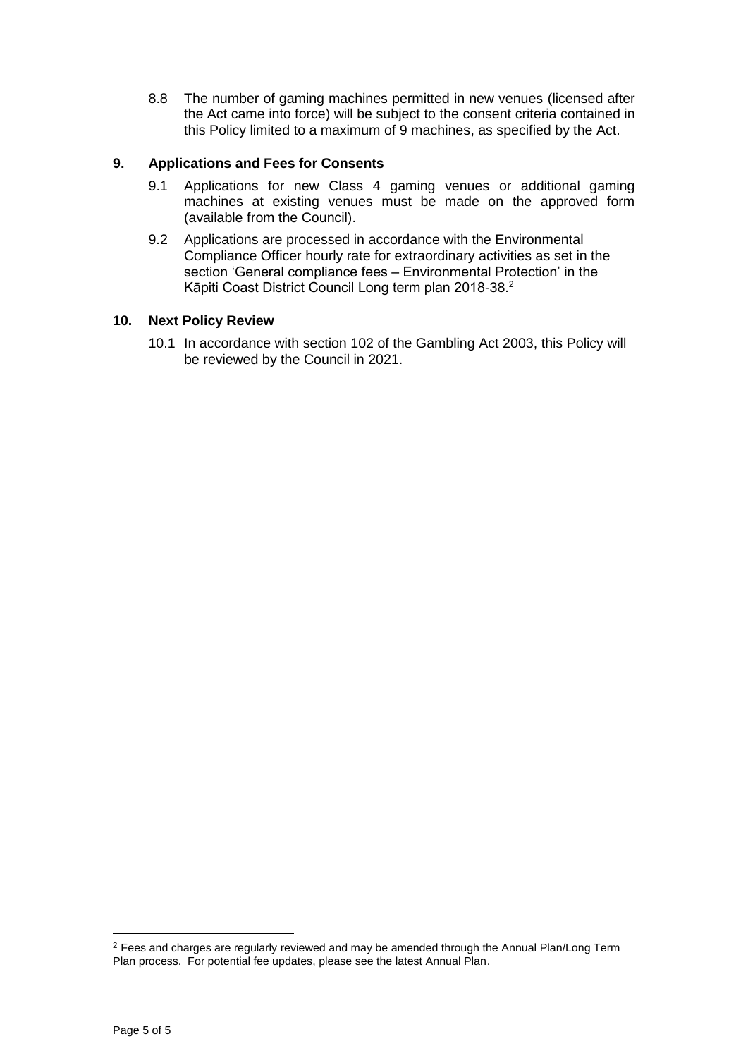8.8 The number of gaming machines permitted in new venues (licensed after the Act came into force) will be subject to the consent criteria contained in this Policy limited to a maximum of 9 machines, as specified by the Act.

## 9. Applications and Fees for Consents

9.1 Applications for new Class 4 gaming venues or additional gaming machines at existing venues must be made on the approved form (available from the Council).

9.2 Applications are processed in accordance with the Environmental Compliance Officer hourly rate for extraordinary activities as set in the section 'General compliance fees – Environmental Protection' in the Kāpiti Coast District Council Long term plan 2018-38.[2]

## 10. Next Policy Review

10.1 In accordance with section 102 of the Gambling Act 2003, this Policy will be reviewed by the Council in 2021.

---

[2] Fees and charges are regularly reviewed and may be amended through the Annual Plan/Long Term Plan process. For potential fee updates, please see the latest Annual Plan.